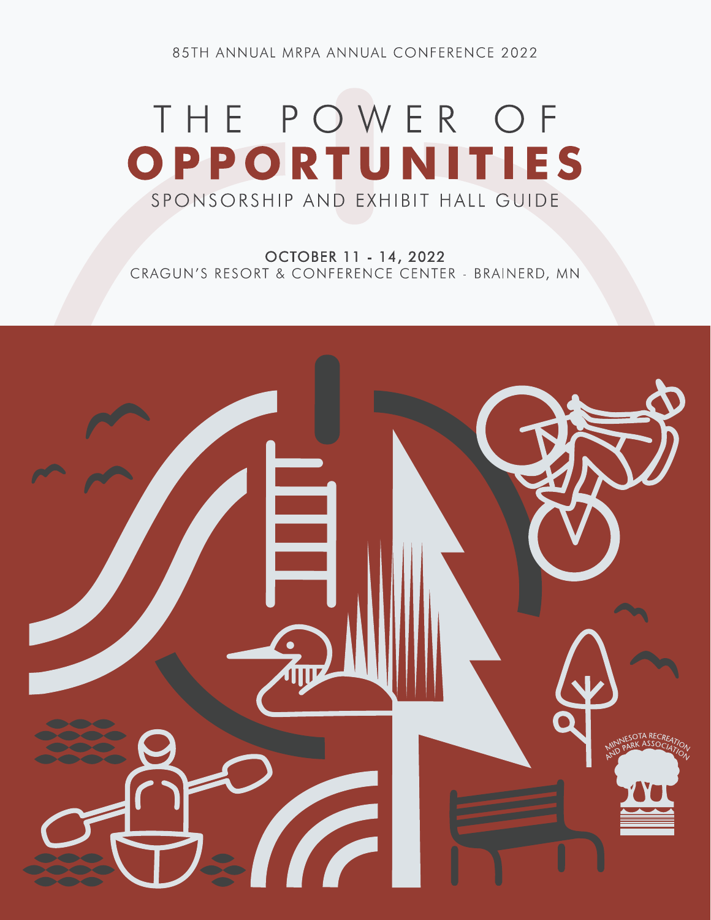85TH ANNUAL MRPA ANNUAL CONFERENCE 2022

# THE POWER OF **OPPORTUNITIES**

## SPONSORSHIP AND EXHIBIT HALL GUIDE

OCTOBER 11 - 14, 2022

CRAGUN'S RESORT & CONFERENCE CENTER - BRAINERD, MN

MINNESOTA RECREATION AND PARK ASSOCIATION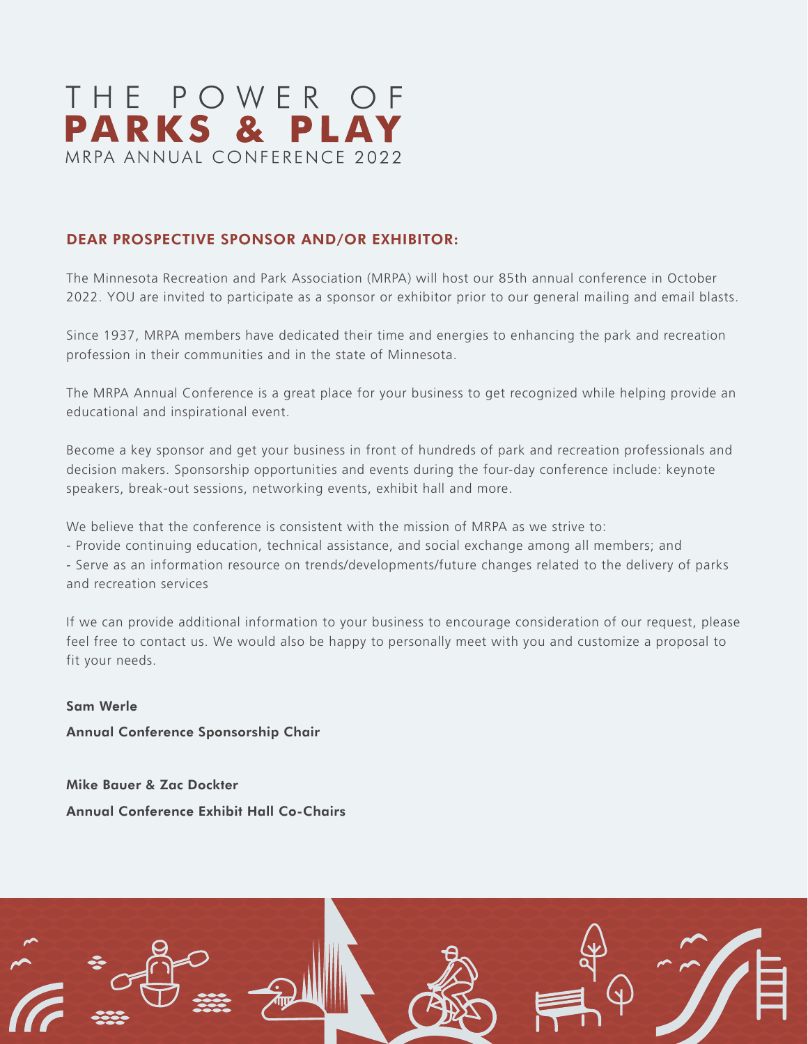# THE POWER OF **PARKS & PLAY**

MRPA ANNUAL CONFERENCE 2022

## DEAR PROSPECTIVE SPONSOR AND/OR EXHIBITOR:

The Minnesota Recreation and Park Association (MRPA) will host our 85th annual conference in October 2022. YOU are invited to participate as a sponsor or exhibitor prior to our general mailing and email blasts.

Since 1937, MRPA members have dedicated their time and energies to enhancing the park and recreation profession in their communities and in the state of Minnesota.

The MRPA Annual Conference is a great place for your business to get recognized while helping provide an educational and inspirational event.

Become a key sponsor and get your business in front of hundreds of park and recreation professionals and decision makers. Sponsorship opportunities and events during the four-day conference include: keynote speakers, break-out sessions, networking events, exhibit hall and more.

We believe that the conference is consistent with the mission of MRPA as we strive to:
- Provide continuing education, technical assistance, and social exchange among all members; and
- Serve as an information resource on trends/developments/future changes related to the delivery of parks and recreation services

If we can provide additional information to your business to encourage consideration of our request, please feel free to contact us. We would also be happy to personally meet with you and customize a proposal to fit your needs.

**Sam Werle**

**Annual Conference Sponsorship Chair**

**Mike Bauer & Zac Dockter**

**Annual Conference Exhibit Hall Co-Chairs**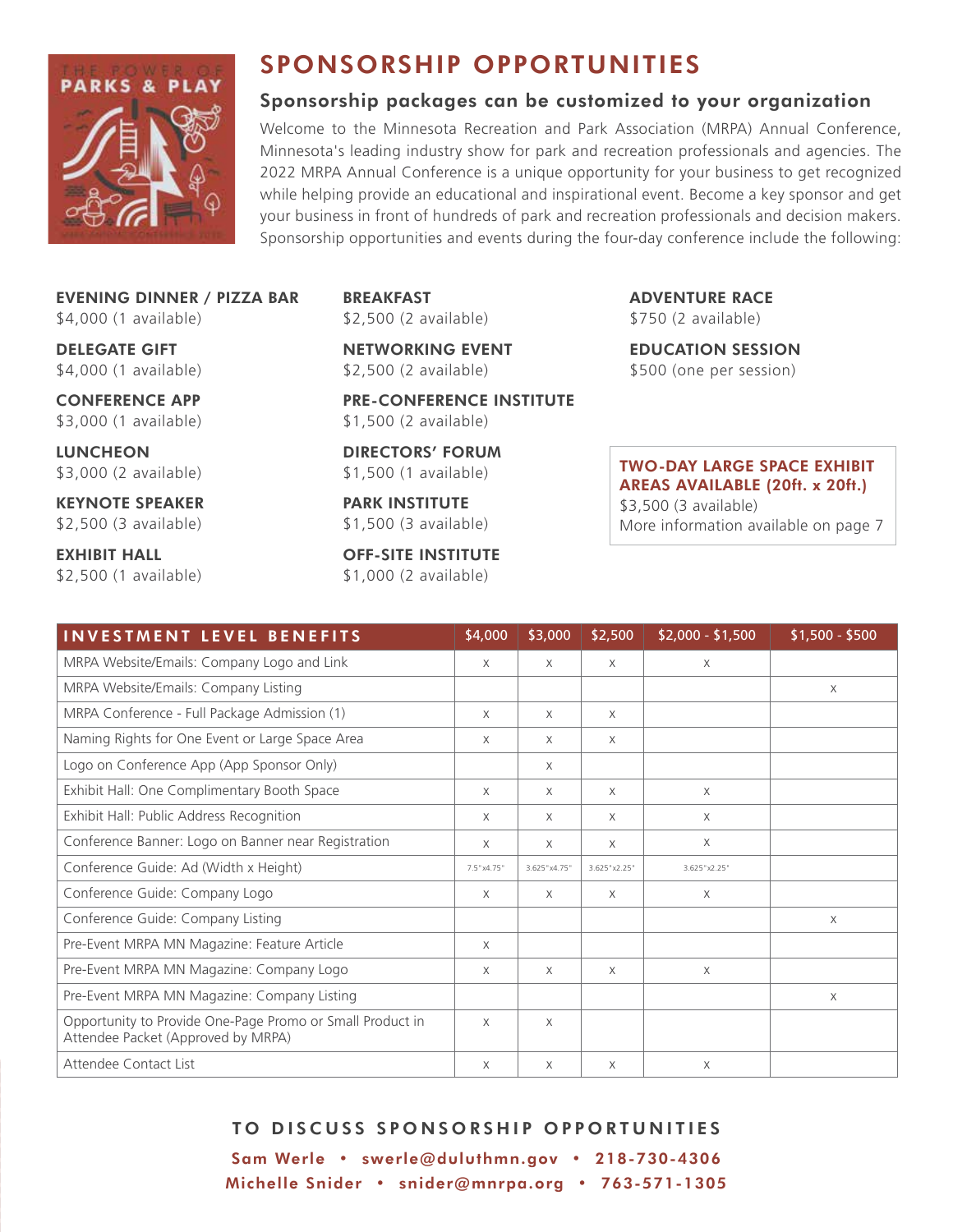# SPONSORSHIP OPPORTUNITIES

## Sponsorship packages can be customized to your organization

Welcome to the Minnesota Recreation and Park Association (MRPA) Annual Conference, Minnesota's leading industry show for park and recreation professionals and agencies. The 2022 MRPA Annual Conference is a unique opportunity for your business to get recognized while helping provide an educational and inspirational event. Become a key sponsor and get your business in front of hundreds of park and recreation professionals and decision makers. Sponsorship opportunities and events during the four-day conference include the following:

**EVENING DINNER / PIZZA BAR**
$4,000 (1 available)

**DELEGATE GIFT**
$4,000 (1 available)

**CONFERENCE APP**
$3,000 (1 available)

**LUNCHEON**
$3,000 (2 available)

**KEYNOTE SPEAKER**
$2,500 (3 available)

**EXHIBIT HALL**
$2,500 (1 available)

**BREAKFAST**
$2,500 (2 available)

**NETWORKING EVENT**
$2,500 (2 available)

**PRE-CONFERENCE INSTITUTE**
$1,500 (2 available)

**DIRECTORS' FORUM**
$1,500 (1 available)

**PARK INSTITUTE**
$1,500 (3 available)

**OFF-SITE INSTITUTE**
$1,000 (2 available)

**ADVENTURE RACE**
$750 (2 available)

**EDUCATION SESSION**
$500 (one per session)

**TWO-DAY LARGE SPACE EXHIBIT AREAS AVAILABLE (20ft. x 20ft.)**
$3,500 (3 available)
More information available on page 7

| INVESTMENT LEVEL BENEFITS | $4,000 | $3,000 | $2,500 | $2,000 - $1,500 | $1,500 - $500 |
|---|---|---|---|---|---|
| MRPA Website/Emails: Company Logo and Link | x | x | x | x | |
| MRPA Website/Emails: Company Listing | | | | | x |
| MRPA Conference - Full Package Admission (1) | x | x | x | | |
| Naming Rights for One Event or Large Space Area | x | x | x | | |
| Logo on Conference App (App Sponsor Only) | | x | | | |
| Exhibit Hall: One Complimentary Booth Space | x | x | x | x | |
| Exhibit Hall: Public Address Recognition | x | x | x | x | |
| Conference Banner: Logo on Banner near Registration | x | x | x | x | |
| Conference Guide: Ad (Width x Height) | 7.5"x4.75" | 3.625"x4.75" | 3.625"x2.25" | 3.625"x2.25" | |
| Conference Guide: Company Logo | x | x | x | x | |
| Conference Guide: Company Listing | | | | | x |
| Pre-Event MRPA MN Magazine: Feature Article | x | | | | |
| Pre-Event MRPA MN Magazine: Company Logo | x | x | x | x | |
| Pre-Event MRPA MN Magazine: Company Listing | | | | | x |
| Opportunity to Provide One-Page Promo or Small Product in Attendee Packet (Approved by MRPA) | x | x | | | |
| Attendee Contact List | x | x | x | x | |

**TO DISCUSS SPONSORSHIP OPPORTUNITIES**

Sam Werle • swerle@duluthmn.gov • 218-730-4306
Michelle Snider • snider@mnrpa.org • 763-571-1305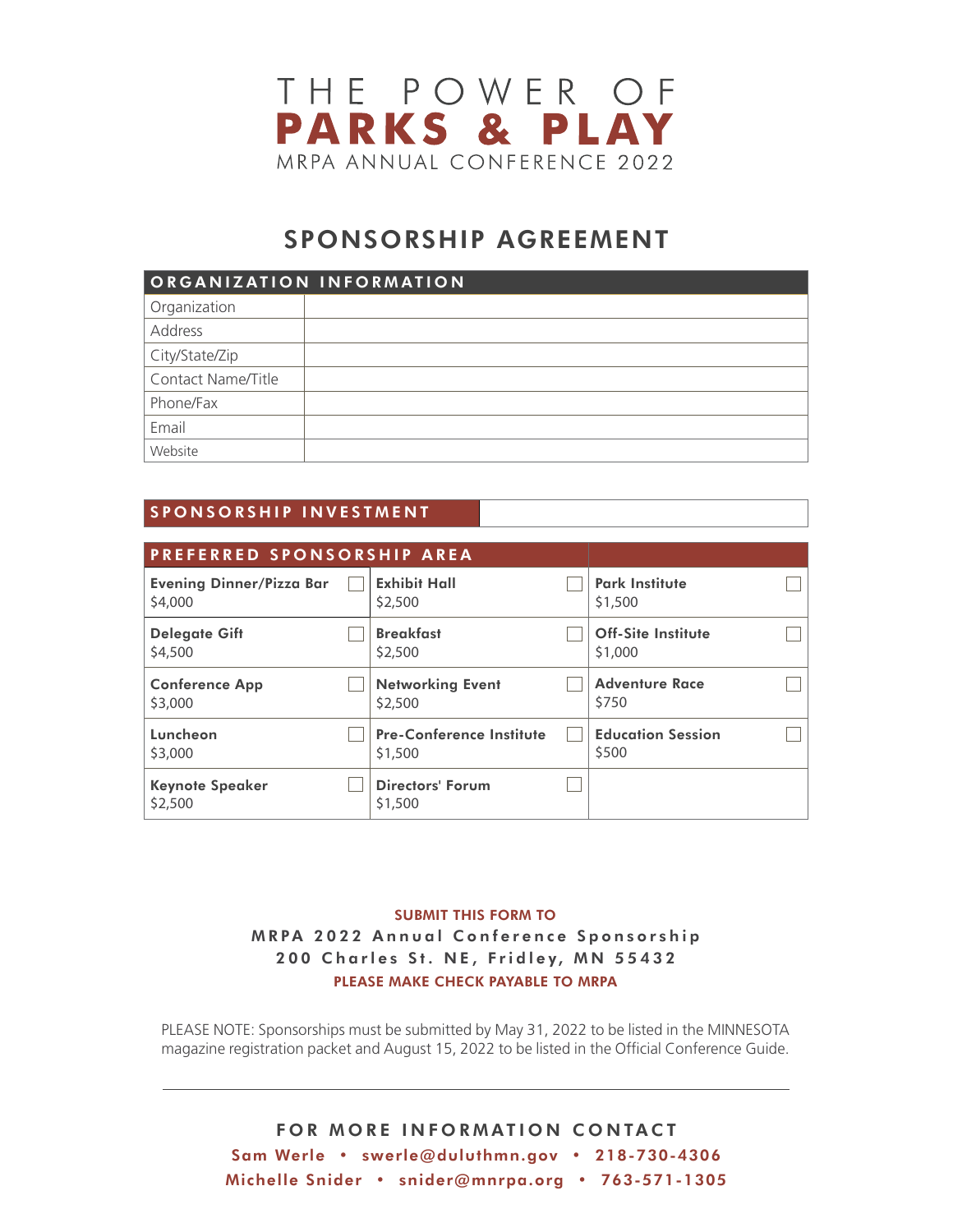# THE POWER OF PARKS & PLAY

MRPA ANNUAL CONFERENCE 2022

## SPONSORSHIP AGREEMENT

| ORGANIZATION INFORMATION | |
|---|---|
| Organization | |
| Address | |
| City/State/Zip | |
| Contact Name/Title | |
| Phone/Fax | |
| Email | |
| Website | |

| SPONSORSHIP INVESTMENT | |
|---|---|

| PREFERRED SPONSORSHIP AREA | | |
|---|---|---|
| **Evening Dinner/Pizza Bar** $4,000 ☐ | **Exhibit Hall** $2,500 ☐ | **Park Institute** $1,500 ☐ |
| **Delegate Gift** $4,500 ☐ | **Breakfast** $2,500 ☐ | **Off-Site Institute** $1,000 ☐ |
| **Conference App** $3,000 ☐ | **Networking Event** $2,500 ☐ | **Adventure Race** $750 ☐ |
| **Luncheon** $3,000 ☐ | **Pre-Conference Institute** $1,500 ☐ | **Education Session** $500 ☐ |
| **Keynote Speaker** $2,500 ☐ | **Directors' Forum** $1,500 ☐ | |

SUBMIT THIS FORM TO

MRPA 2022 Annual Conference Sponsorship
200 Charles St. NE, Fridley, MN 55432

PLEASE MAKE CHECK PAYABLE TO MRPA

PLEASE NOTE: Sponsorships must be submitted by May 31, 2022 to be listed in the MINNESOTA magazine registration packet and August 15, 2022 to be listed in the Official Conference Guide.

---

FOR MORE INFORMATION CONTACT

Sam Werle • swerle@duluthmn.gov • 218-730-4306

Michelle Snider • snider@mnrpa.org • 763-571-1305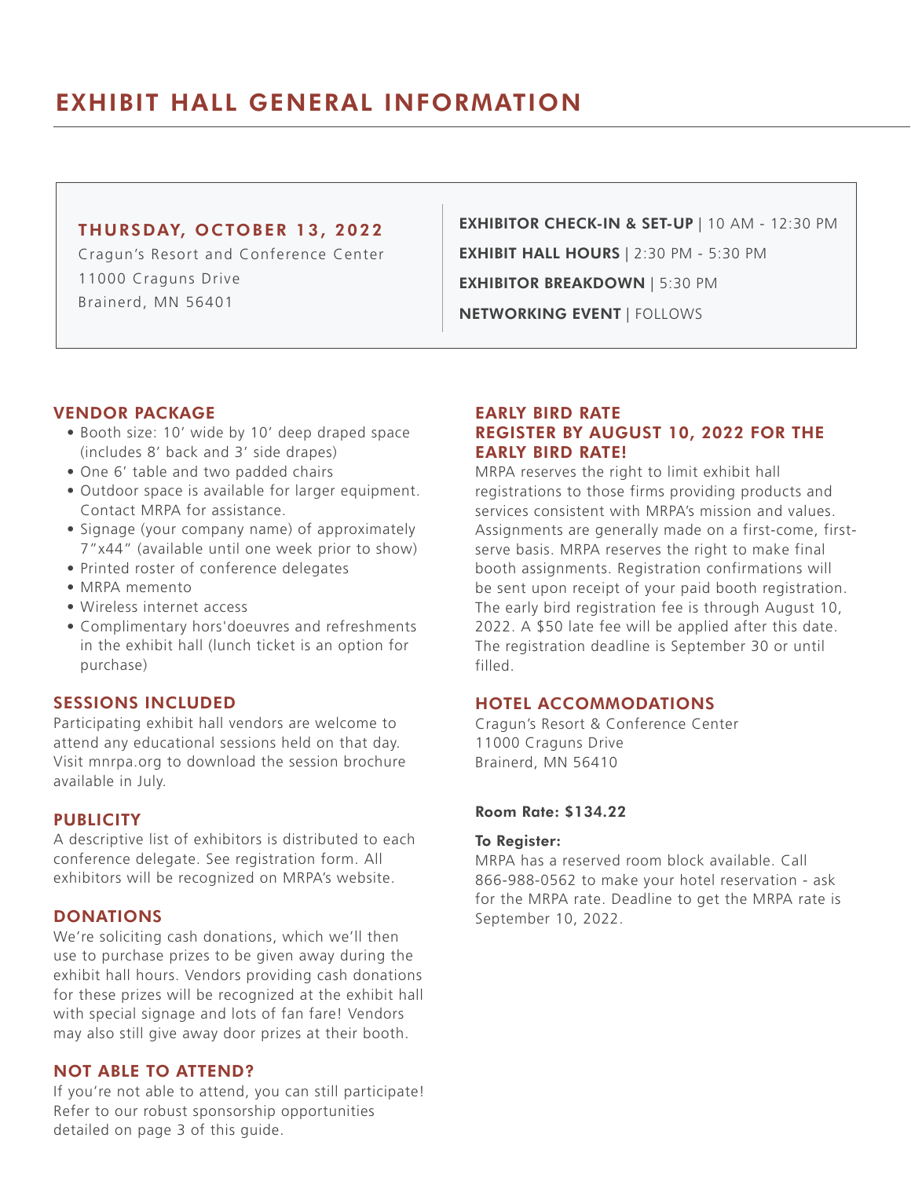# EXHIBIT HALL GENERAL INFORMATION

**THURSDAY, OCTOBER 13, 2022**

Cragun's Resort and Conference Center
11000 Craguns Drive
Brainerd, MN 56401

**EXHIBITOR CHECK-IN & SET-UP** | 10 AM - 12:30 PM

**EXHIBIT HALL HOURS** | 2:30 PM - 5:30 PM

**EXHIBITOR BREAKDOWN** | 5:30 PM

**NETWORKING EVENT** | FOLLOWS

## VENDOR PACKAGE

- Booth size: 10' wide by 10' deep draped space (includes 8' back and 3' side drapes)
- One 6' table and two padded chairs
- Outdoor space is available for larger equipment. Contact MRPA for assistance.
- Signage (your company name) of approximately 7"x44" (available until one week prior to show)
- Printed roster of conference delegates
- MRPA memento
- Wireless internet access
- Complimentary hors'doeuvres and refreshments in the exhibit hall (lunch ticket is an option for purchase)

## SESSIONS INCLUDED

Participating exhibit hall vendors are welcome to attend any educational sessions held on that day. Visit mnrpa.org to download the session brochure available in July.

## PUBLICITY

A descriptive list of exhibitors is distributed to each conference delegate. See registration form. All exhibitors will be recognized on MRPA's website.

## DONATIONS

We're soliciting cash donations, which we'll then use to purchase prizes to be given away during the exhibit hall hours. Vendors providing cash donations for these prizes will be recognized at the exhibit hall with special signage and lots of fan fare! Vendors may also still give away door prizes at their booth.

## NOT ABLE TO ATTEND?

If you're not able to attend, you can still participate! Refer to our robust sponsorship opportunities detailed on page 3 of this guide.

## EARLY BIRD RATE
## REGISTER BY AUGUST 10, 2022 FOR THE EARLY BIRD RATE!

MRPA reserves the right to limit exhibit hall registrations to those firms providing products and services consistent with MRPA's mission and values. Assignments are generally made on a first-come, first-serve basis. MRPA reserves the right to make final booth assignments. Registration confirmations will be sent upon receipt of your paid booth registration. The early bird registration fee is through August 10, 2022. A $50 late fee will be applied after this date. The registration deadline is September 30 or until filled.

## HOTEL ACCOMMODATIONS

Cragun's Resort & Conference Center
11000 Craguns Drive
Brainerd, MN 56410

**Room Rate: $134.22**

**To Register:**
MRPA has a reserved room block available. Call 866-988-0562 to make your hotel reservation - ask for the MRPA rate. Deadline to get the MRPA rate is September 10, 2022.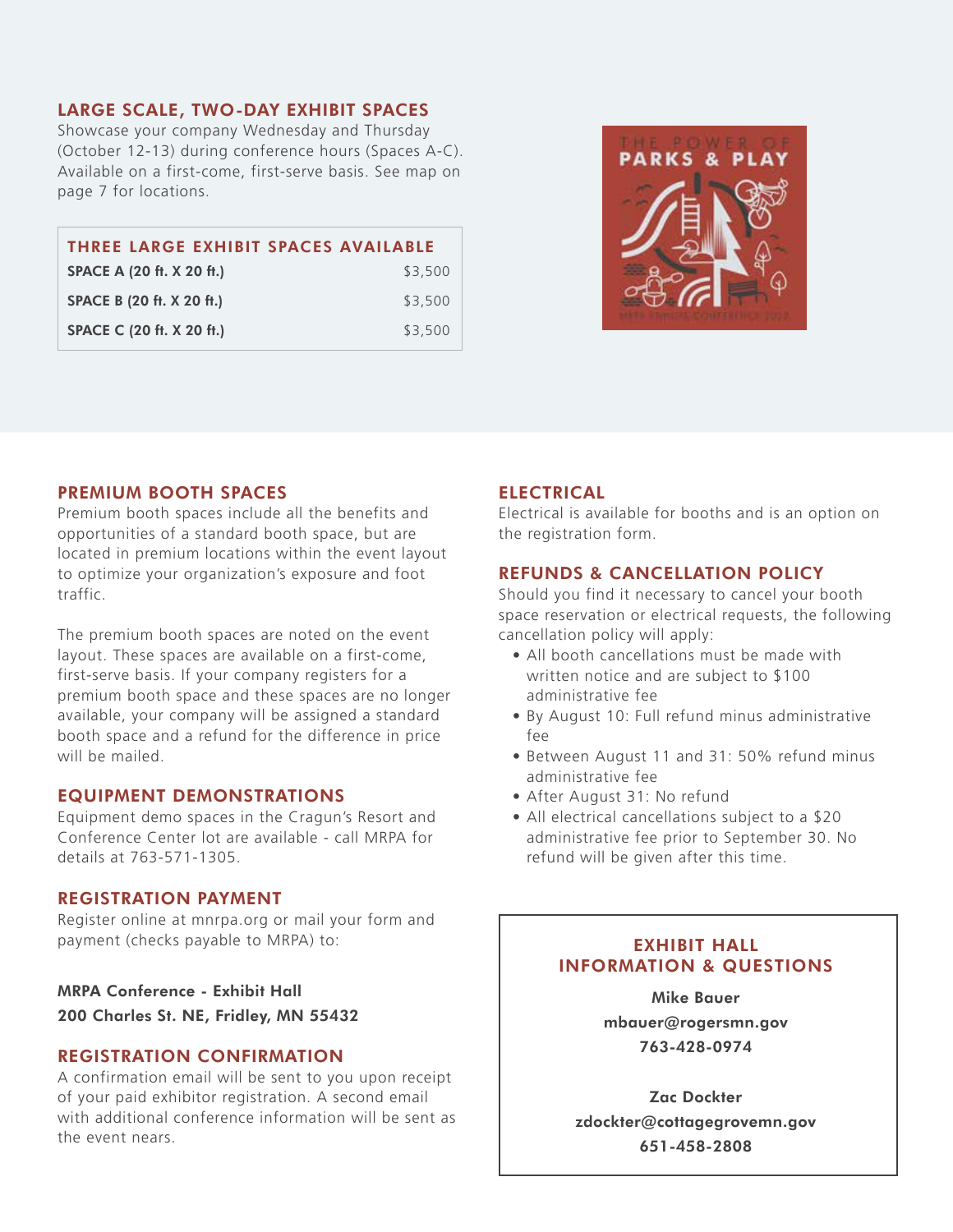## LARGE SCALE, TWO-DAY EXHIBIT SPACES

Showcase your company Wednesday and Thursday (October 12-13) during conference hours (Spaces A-C). Available on a first-come, first-serve basis. See map on page 7 for locations.

| THREE LARGE EXHIBIT SPACES AVAILABLE | |
|---|---|
| **SPACE A (20 ft. X 20 ft.)** | $3,500 |
| **SPACE B (20 ft. X 20 ft.)** | $3,500 |
| **SPACE C (20 ft. X 20 ft.)** | $3,500 |

## PREMIUM BOOTH SPACES

Premium booth spaces include all the benefits and opportunities of a standard booth space, but are located in premium locations within the event layout to optimize your organization's exposure and foot traffic.

The premium booth spaces are noted on the event layout. These spaces are available on a first-come, first-serve basis. If your company registers for a premium booth space and these spaces are no longer available, your company will be assigned a standard booth space and a refund for the difference in price will be mailed.

## EQUIPMENT DEMONSTRATIONS

Equipment demo spaces in the Cragun's Resort and Conference Center lot are available - call MRPA for details at 763-571-1305.

## REGISTRATION PAYMENT

Register online at mnrpa.org or mail your form and payment (checks payable to MRPA) to:

**MRPA Conference - Exhibit Hall**
**200 Charles St. NE, Fridley, MN 55432**

## REGISTRATION CONFIRMATION

A confirmation email will be sent to you upon receipt of your paid exhibitor registration. A second email with additional conference information will be sent as the event nears.

## ELECTRICAL

Electrical is available for booths and is an option on the registration form.

## REFUNDS & CANCELLATION POLICY

Should you find it necessary to cancel your booth space reservation or electrical requests, the following cancellation policy will apply:

- All booth cancellations must be made with written notice and are subject to $100 administrative fee
- By August 10: Full refund minus administrative fee
- Between August 11 and 31: 50% refund minus administrative fee
- After August 31: No refund
- All electrical cancellations subject to a $20 administrative fee prior to September 30. No refund will be given after this time.

## EXHIBIT HALL INFORMATION & QUESTIONS

**Mike Bauer**
**mbauer@rogersmn.gov**
**763-428-0974**

**Zac Dockter**
**zdockter@cottagegrovemn.gov**
**651-458-2808**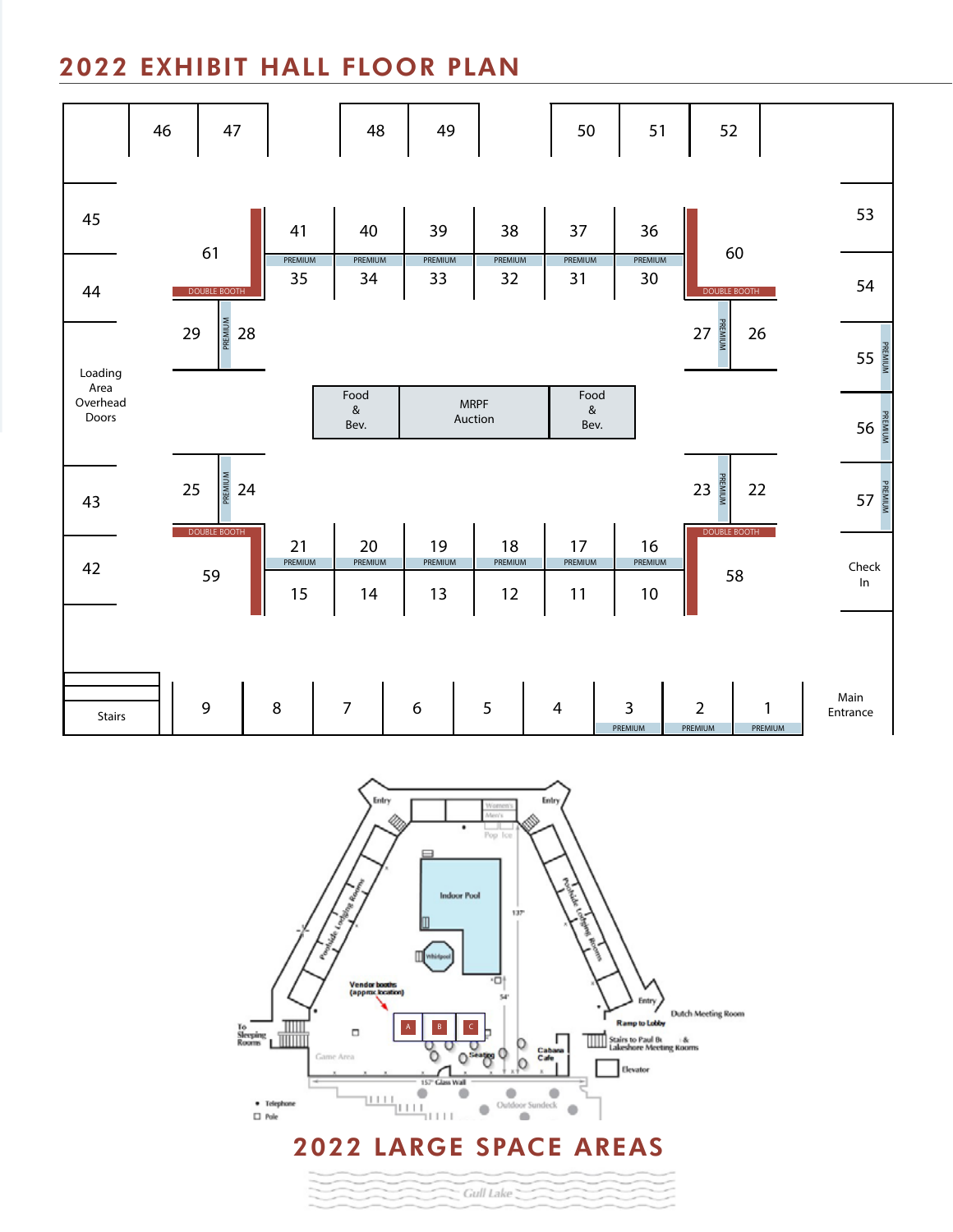## 2022 EXHIBIT HALL FLOOR PLAN

46 47 48 49 50 51 52

45 44 61 DOUBLE BOOTH

41 40 39 38 37 36
PREMIUM PREMIUM PREMIUM PREMIUM PREMIUM PREMIUM
35 34 33 32 31 30

60 DOUBLE BOOTH

53 54

29 PREMIUM 28

27 PREMIUM 26

55 PREMIUM

Loading Area Overhead Doors

Food & Bev. | MRPF Auction | Food & Bev.

56 PREMIUM

25 PREMIUM 24

23 PREMIUM 22

57 PREMIUM

43

59 DOUBLE BOOTH

21 20 19 18 17 16
PREMIUM PREMIUM PREMIUM PREMIUM PREMIUM PREMIUM
15 14 13 12 11 10

58 DOUBLE BOOTH

42

Check In

Stairs

9 8 7 6 5 4 3 2 1
3 PREMIUM, 2 PREMIUM, 1 PREMIUM

Main Entrance

Entry | Women's | Men's | Entry | Pop | Ice

Poolside Lodging Rooms | Indoor Pool | 137' | Poolside Lodging Rooms

Whirlpool | 54'

Vendor booths (approx. location)

A B C

To Sleeping Rooms | Game Area | Seating | Cabana Cafe | Entry | Dutch Meeting Room | Ramp to Lobby | Stairs to Paul B & Lakeshore Meeting Rooms | Elevator

157' Glass Wall | Outdoor Sundeck

• Telephone
□ Pole

## 2022 LARGE SPACE AREAS

Gull Lake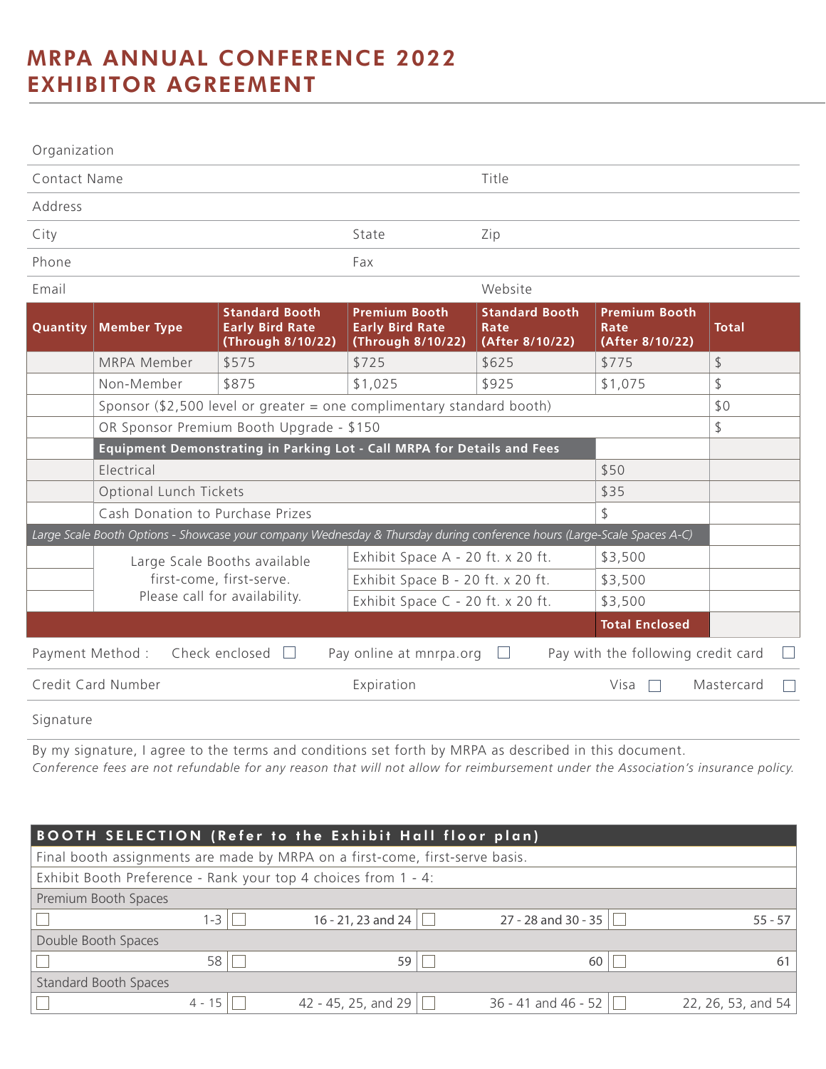# MRPA ANNUAL CONFERENCE 2022 EXHIBITOR AGREEMENT

Organization

Contact Name Title

Address

City State Zip

Phone Fax

Email Website

| Quantity | Member Type | Standard Booth Early Bird Rate (Through 8/10/22) | Premium Booth Early Bird Rate (Through 8/10/22) | Standard Booth Rate (After 8/10/22) | Premium Booth Rate (After 8/10/22) | Total |
|---|---|---|---|---|---|---|
| | MRPA Member | $575 | $725 | $625 | $775 | $ |
| | Non-Member | $875 | $1,025 | $925 | $1,075 | $ |
| | Sponsor ($2,500 level or greater = one complimentary standard booth) | | | | | $0 |
| | OR Sponsor Premium Booth Upgrade - $150 | | | | | $ |
| | **Equipment Demonstrating in Parking Lot - Call MRPA for Details and Fees** | | | | | |
| | Electrical | | | | $50 | |
| | Optional Lunch Tickets | | | | $35 | |
| | Cash Donation to Purchase Prizes | | | | $ | |
| *Large Scale Booth Options - Showcase your company Wednesday & Thursday during conference hours (Large-Scale Spaces A-C)* | | | | | | |
| | Large Scale Booths available first-come, first-serve. Please call for availability. | | Exhibit Space A - 20 ft. x 20 ft. | | $3,500 | |
| | | | Exhibit Space B - 20 ft. x 20 ft. | | $3,500 | |
| | | | Exhibit Space C - 20 ft. x 20 ft. | | $3,500 | |
| | | | | | **Total Enclosed** | |

Payment Method : Check enclosed ☐ Pay online at mnrpa.org ☐ Pay with the following credit card ☐

Credit Card Number Expiration Visa ☐ Mastercard ☐

Signature

By my signature, I agree to the terms and conditions set forth by MRPA as described in this document.
*Conference fees are not refundable for any reason that will not allow for reimbursement under the Association's insurance policy.*

| BOOTH SELECTION (Refer to the Exhibit Hall floor plan) | | | |
|---|---|---|---|
| Final booth assignments are made by MRPA on a first-come, first-serve basis. | | | |
| Exhibit Booth Preference - Rank your top 4 choices from 1 - 4: | | | |
| Premium Booth Spaces | | | |
| ☐ 1-3 | ☐ 16 - 21, 23 and 24 | ☐ 27 - 28 and 30 - 35 | ☐ 55 - 57 |
| Double Booth Spaces | | | |
| ☐ 58 | ☐ 59 | ☐ 60 | ☐ 61 |
| Standard Booth Spaces | | | |
| ☐ 4 - 15 | ☐ 42 - 45, 25, and 29 | ☐ 36 - 41 and 46 - 52 | ☐ 22, 26, 53, and 54 |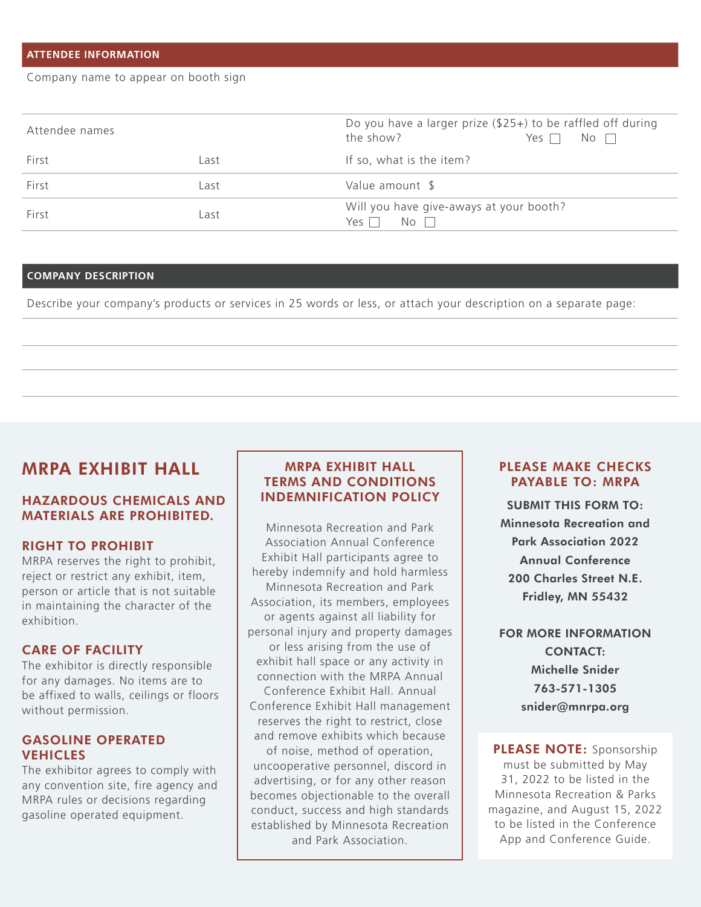## ATTENDEE INFORMATION

Company name to appear on booth sign

| | | |
|---|---|---|
| Attendee names | | Do you have a larger prize ($25+) to be raffled off during the show? Yes ☐ No ☐ |
| First | Last | If so, what is the item? |
| First | Last | Value amount $ |
| First | Last | Will you have give-aways at your booth? Yes ☐ No ☐ |

## COMPANY DESCRIPTION

Describe your company's products or services in 25 words or less, or attach your description on a separate page:

## MRPA EXHIBIT HALL

### HAZARDOUS CHEMICALS AND MATERIALS ARE PROHIBITED.

### RIGHT TO PROHIBIT

MRPA reserves the right to prohibit, reject or restrict any exhibit, item, person or article that is not suitable in maintaining the character of the exhibition.

### CARE OF FACILITY

The exhibitor is directly responsible for any damages. No items are to be affixed to walls, ceilings or floors without permission.

### GASOLINE OPERATED VEHICLES

The exhibitor agrees to comply with any convention site, fire agency and MRPA rules or decisions regarding gasoline operated equipment.

### MRPA EXHIBIT HALL TERMS AND CONDITIONS INDEMNIFICATION POLICY

Minnesota Recreation and Park Association Annual Conference Exhibit Hall participants agree to hereby indemnify and hold harmless Minnesota Recreation and Park Association, its members, employees or agents against all liability for personal injury and property damages or less arising from the use of exhibit hall space or any activity in connection with the MRPA Annual Conference Exhibit Hall. Annual Conference Exhibit Hall management reserves the right to restrict, close and remove exhibits which because of noise, method of operation, uncooperative personnel, discord in advertising, or for any other reason becomes objectionable to the overall conduct, success and high standards established by Minnesota Recreation and Park Association.

### PLEASE MAKE CHECKS PAYABLE TO: MRPA

**SUBMIT THIS FORM TO:**
**Minnesota Recreation and Park Association 2022 Annual Conference**
**200 Charles Street N.E.**
**Fridley, MN 55432**

**FOR MORE INFORMATION CONTACT:**
**Michelle Snider**
**763-571-1305**
**snider@mnrpa.org**

**PLEASE NOTE:** Sponsorship must be submitted by May 31, 2022 to be listed in the Minnesota Recreation & Parks magazine, and August 15, 2022 to be listed in the Conference App and Conference Guide.